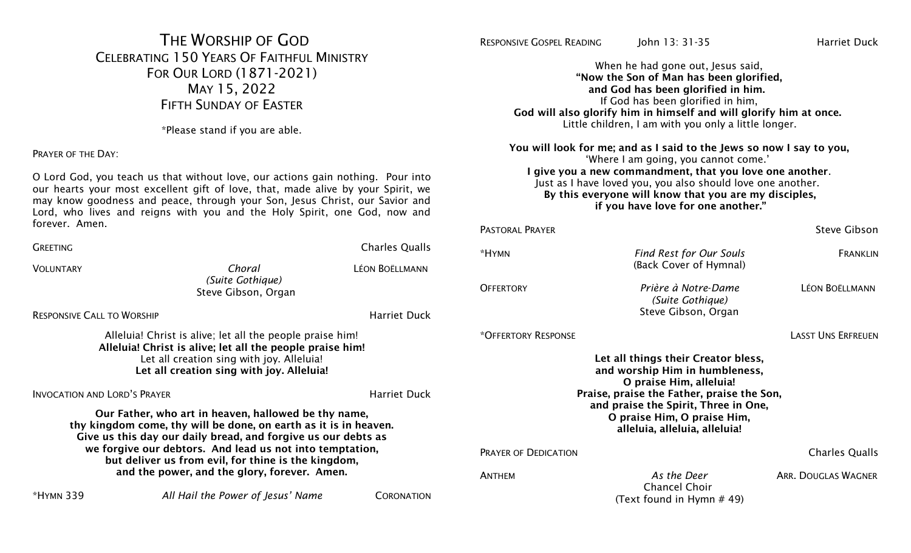# The Worship of God

## Celebrating 150 Years Of Faithful Ministry For Our Lord (1871-2021)

## May 15, 2022

## Fifth Sunday of Easter

*Please stand if you are able.

PRAYER OF THE DAY:

O Lord God, you teach us that without love, our actions gain nothing. Pour into our hearts your most excellent gift of love, that, made alive by your Spirit, we may know goodness and peace, through your Son, Jesus Christ, our Savior and Lord, who lives and reigns with you and the Holy Spirit, one God, now and forever. Amen.

GREETING — Charles Qualls

VOLUNTARY — *Choral* *(Suite Gothique)* Steve Gibson, Organ — LÉON BOËLLMANN

RESPONSIVE CALL TO WORSHIP — Harriet Duck

Alleluia! Christ is alive; let all the people praise him!
**Alleluia! Christ is alive; let all the people praise him!**
Let all creation sing with joy. Alleluia!
**Let all creation sing with joy. Alleluia!**

INVOCATION AND LORD'S PRAYER — Harriet Duck

**Our Father, who art in heaven, hallowed be thy name,**
**thy kingdom come, thy will be done, on earth as it is in heaven.**
**Give us this day our daily bread, and forgive us our debts as**
**we forgive our debtors. And lead us not into temptation,**
**but deliver us from evil, for thine is the kingdom,**
**and the power, and the glory, forever. Amen.**

*HYMN 339 — *All Hail the Power of Jesus' Name* — CORONATION

RESPONSIVE GOSPEL READING — John 13: 31-35 — Harriet Duck

When he had gone out, Jesus said,
**"Now the Son of Man has been glorified,**
**and God has been glorified in him.**
If God has been glorified in him,
**God will also glorify him in himself and will glorify him at once.**
Little children, I am with you only a little longer.

**You will look for me; and as I said to the Jews so now I say to you,**
'Where I am going, you cannot come.'
**I give you a new commandment, that you love one another**.
Just as I have loved you, you also should love one another.
**By this everyone will know that you are my disciples,**
**if you have love for one another."**

PASTORAL PRAYER — Steve Gibson

*HYMN — *Find Rest for Our Souls* (Back Cover of Hymnal) — FRANKLIN

OFFERTORY — *Prière à Notre-Dame* *(Suite Gothique)* Steve Gibson, Organ — LÉON BOËLLMANN

*OFFERTORY RESPONSE — LASST UNS ERFREUEN

**Let all things their Creator bless,**
**and worship Him in humbleness,**
**O praise Him, alleluia!**
**Praise, praise the Father, praise the Son,**
**and praise the Spirit, Three in One,**
**O praise Him, O praise Him,**
**alleluia, alleluia, alleluia!**

PRAYER OF DEDICATION — Charles Qualls

ANTHEM — *As the Deer* Chancel Choir (Text found in Hymn # 49) — ARR. DOUGLAS WAGNER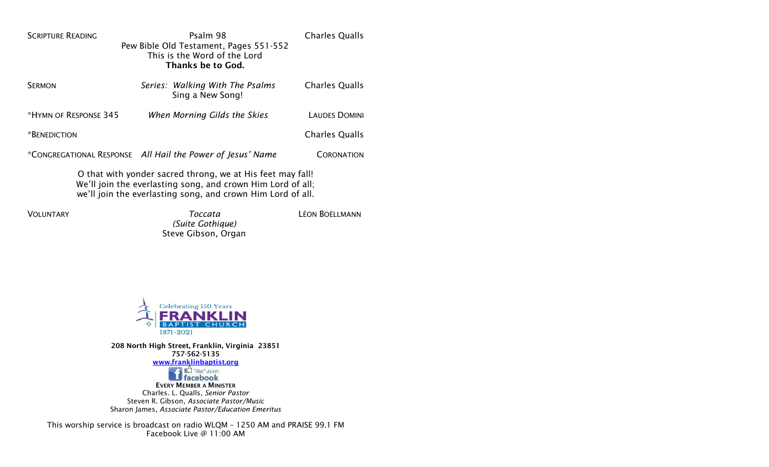SCRIPTURE READING | Psalm 98 | Charles Qualls

Pew Bible Old Testament, Pages 551-552
This is the Word of the Lord
**Thanks be to God.**

SERMON | *Series: Walking With The Psalms* | Charles Qualls

Sing a New Song!

*HYMN OF RESPONSE 345 | *When Morning Gilds the Skies* | LAUDES DOMINI

*BENEDICTION | | Charles Qualls

*CONGREGATIONAL RESPONSE | *All Hail the Power of Jesus' Name* | CORONATION

O that with yonder sacred throng, we at His feet may fall!
We'll join the everlasting song, and crown Him Lord of all;
we'll join the everlasting song, and crown Him Lord of all.

VOLUNTARY | *Toccata* | LÉON BOËLLMANN

*(Suite Gothique)*
Steve Gibson, Organ

Celebrating 150 Years
FRANKLIN
BAPTIST CHURCH
1871-2021

**208 North High Street, Franklin, Virginia 23851**
**757-562-5135**
**www.franklinbaptist.org**

"like" us on facebook

**EVERY MEMBER A MINISTER**
Charles. L. Qualls, *Senior Pastor*
Steven R. Gibson, *Associate Pastor/Music*
Sharon James, *Associate Pastor/Education Emeritus*

This worship service is broadcast on radio WLQM – 1250 AM and PRAISE 99.1 FM
Facebook Live @ 11:00 AM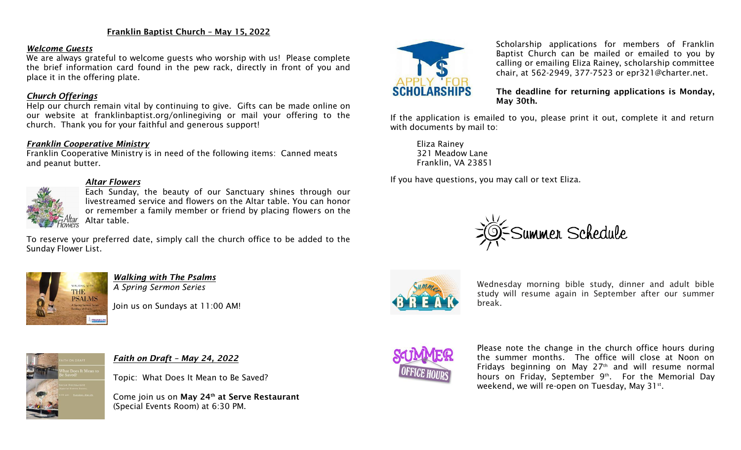## Franklin Baptist Church – May 15, 2022

***Welcome Guests***

We are always grateful to welcome guests who worship with us! Please complete the brief information card found in the pew rack, directly in front of you and place it in the offering plate.

***Church Offerings***

Help our church remain vital by continuing to give. Gifts can be made online on our website at franklinbaptist.org/onlinegiving or mail your offering to the church. Thank you for your faithful and generous support!

***Franklin Cooperative Ministry***

Franklin Cooperative Ministry is in need of the following items: Canned meats and peanut butter.

***Altar Flowers***

Each Sunday, the beauty of our Sanctuary shines through our livestreamed service and flowers on the Altar table. You can honor or remember a family member or friend by placing flowers on the Altar table.

To reserve your preferred date, simply call the church office to be added to the Sunday Flower List.

***Walking with The Psalms***

*A Spring Sermon Series*

Join us on Sundays at 11:00 AM!

***Faith on Draft – May 24, 2022***

Topic: What Does It Mean to Be Saved?

Come join us on **May 24th at Serve Restaurant** (Special Events Room) at 6:30 PM.

Scholarship applications for members of Franklin Baptist Church can be mailed or emailed to you by calling or emailing Eliza Rainey, scholarship committee chair, at 562-2949, 377-7523 or epr321@charter.net.

**The deadline for returning applications is Monday, May 30th.**

If the application is emailed to you, please print it out, complete it and return with documents by mail to:

Eliza Rainey  
321 Meadow Lane  
Franklin, VA 23851

If you have questions, you may call or text Eliza.

## Summer Schedule

Wednesday morning bible study, dinner and adult bible study will resume again in September after our summer break.

Please note the change in the church office hours during the summer months. The office will close at Noon on Fridays beginning on May 27th and will resume normal hours on Friday, September 9th. For the Memorial Day weekend, we will re-open on Tuesday, May 31st.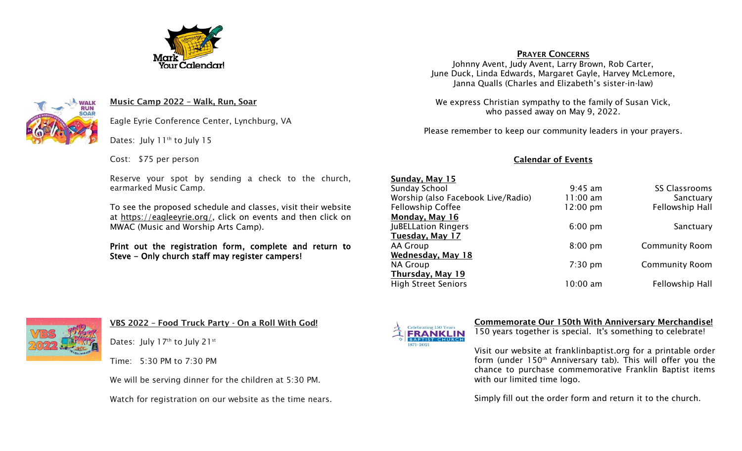Mark Your Calendar!

## Music Camp 2022 – Walk, Run, Soar

Eagle Eyrie Conference Center, Lynchburg, VA

Dates: July 11th to July 15

Cost: $75 per person

Reserve your spot by sending a check to the church, earmarked Music Camp.

To see the proposed schedule and classes, visit their website at https://eagleeyrie.org/, click on events and then click on MWAC (Music and Worship Arts Camp).

**Print out the registration form, complete and return to Steve – Only church staff may register campers!**

## VBS 2022 – Food Truck Party - On a Roll With God!

Dates: July 17th to July 21st

Time: 5:30 PM to 7:30 PM

We will be serving dinner for the children at 5:30 PM.

Watch for registration on our website as the time nears.

## PRAYER CONCERNS

Johnny Avent, Judy Avent, Larry Brown, Rob Carter, June Duck, Linda Edwards, Margaret Gayle, Harvey McLemore, Janna Qualls (Charles and Elizabeth's sister-in-law)

We express Christian sympathy to the family of Susan Vick, who passed away on May 9, 2022.

Please remember to keep our community leaders in your prayers.

## Calendar of Events

| | | |
|---|---|---|
| **Sunday, May 15** | | |
| Sunday School | 9:45 am | SS Classrooms |
| Worship (also Facebook Live/Radio) | 11:00 am | Sanctuary |
| Fellowship Coffee | 12:00 pm | Fellowship Hall |
| **Monday, May 16** | | |
| JuBELLation Ringers | 6:00 pm | Sanctuary |
| **Tuesday, May 17** | | |
| AA Group | 8:00 pm | Community Room |
| **Wednesday, May 18** | | |
| NA Group | 7:30 pm | Community Room |
| **Thursday, May 19** | | |
| High Street Seniors | 10:00 am | Fellowship Hall |

## Commemorate Our 150th With Anniversary Merchandise!

150 years together is special. It's something to celebrate!

Visit our website at franklinbaptist.org for a printable order form (under 150th Anniversary tab). This will offer you the chance to purchase commemorative Franklin Baptist items with our limited time logo.

Simply fill out the order form and return it to the church.